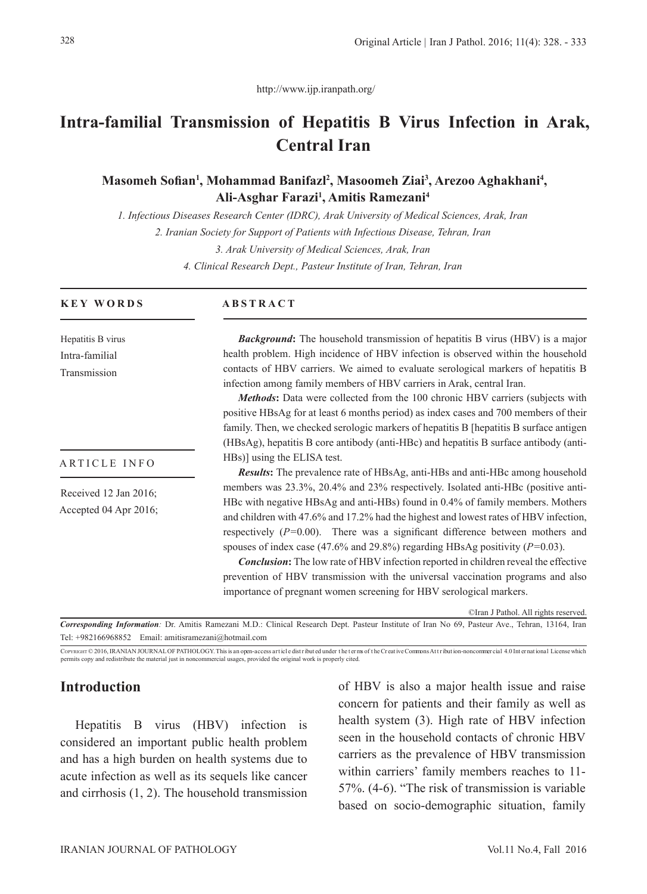http://www.ijp.iranpath.org/

# Intra-familial Transmission of Hepatitis B Virus Infection in Arak, Central Iran

**Masomeh Sofian[1], Mohammad Banifazl[2], Masoomeh Ziai[3], Arezoo Aghakhani[4], Ali-Asghar Farazi[1], Amitis Ramezani[4]**

*1. Infectious Diseases Research Center (IDRC), Arak University of Medical Sciences, Arak, Iran*

*2. Iranian Society for Support of Patients with Infectious Disease, Tehran, Iran*

*3. Arak University of Medical Sciences, Arak, Iran*

*4. Clinical Research Dept., Pasteur Institute of Iran, Tehran, Iran*

**KEY WORDS**

Hepatitis B virus

Intra-familial

Transmission

**ARTICLE INFO**

Received 12 Jan 2016;

Accepted 04 Apr 2016;

**ABSTRACT**

***Background*:** The household transmission of hepatitis B virus (HBV) is a major health problem. High incidence of HBV infection is observed within the household contacts of HBV carriers. We aimed to evaluate serological markers of hepatitis B infection among family members of HBV carriers in Arak, central Iran.

***Methods*:** Data were collected from the 100 chronic HBV carriers (subjects with positive HBsAg for at least 6 months period) as index cases and 700 members of their family. Then, we checked serologic markers of hepatitis B [hepatitis B surface antigen (HBsAg), hepatitis B core antibody (anti-HBc) and hepatitis B surface antibody (anti-HBs)] using the ELISA test.

***Results*:** The prevalence rate of HBsAg, anti-HBs and anti-HBc among household members was 23.3%, 20.4% and 23% respectively. Isolated anti-HBc (positive anti-HBc with negative HBsAg and anti-HBs) found in 0.4% of family members. Mothers and children with 47.6% and 17.2% had the highest and lowest rates of HBV infection, respectively ($P$=0.00). There was a significant difference between mothers and spouses of index case (47.6% and 29.8%) regarding HBsAg positivity ($P$=0.03).

***Conclusion*:** The low rate of HBV infection reported in children reveal the effective prevention of HBV transmission with the universal vaccination programs and also importance of pregnant women screening for HBV serological markers.

©Iran J Pathol. All rights reserved.

***Corresponding Information*:** Dr. Amitis Ramezani M.D.: Clinical Research Dept. Pasteur Institute of Iran No 69, Pasteur Ave., Tehran, 13164, Iran Tel: +982166968852 Email: amitisramezani@hotmail.com

COPYRIGHT © 2016, IRANIAN JOURNAL OF PATHOLOGY. This is an open-access article distributed under the terms of the Creative Commons Attribution-noncommercial 4.0 International License which permits copy and redistribute the material just in noncommercial usages, provided the original work is properly cited.

## Introduction

Hepatitis B virus (HBV) infection is considered an important public health problem and has a high burden on health systems due to acute infection as well as its sequels like cancer and cirrhosis (1, 2). The household transmission of HBV is also a major health issue and raise concern for patients and their family as well as health system (3). High rate of HBV infection seen in the household contacts of chronic HBV carriers as the prevalence of HBV transmission within carriers' family members reaches to 11-57%. (4-6). "The risk of transmission is variable based on socio-demographic situation, family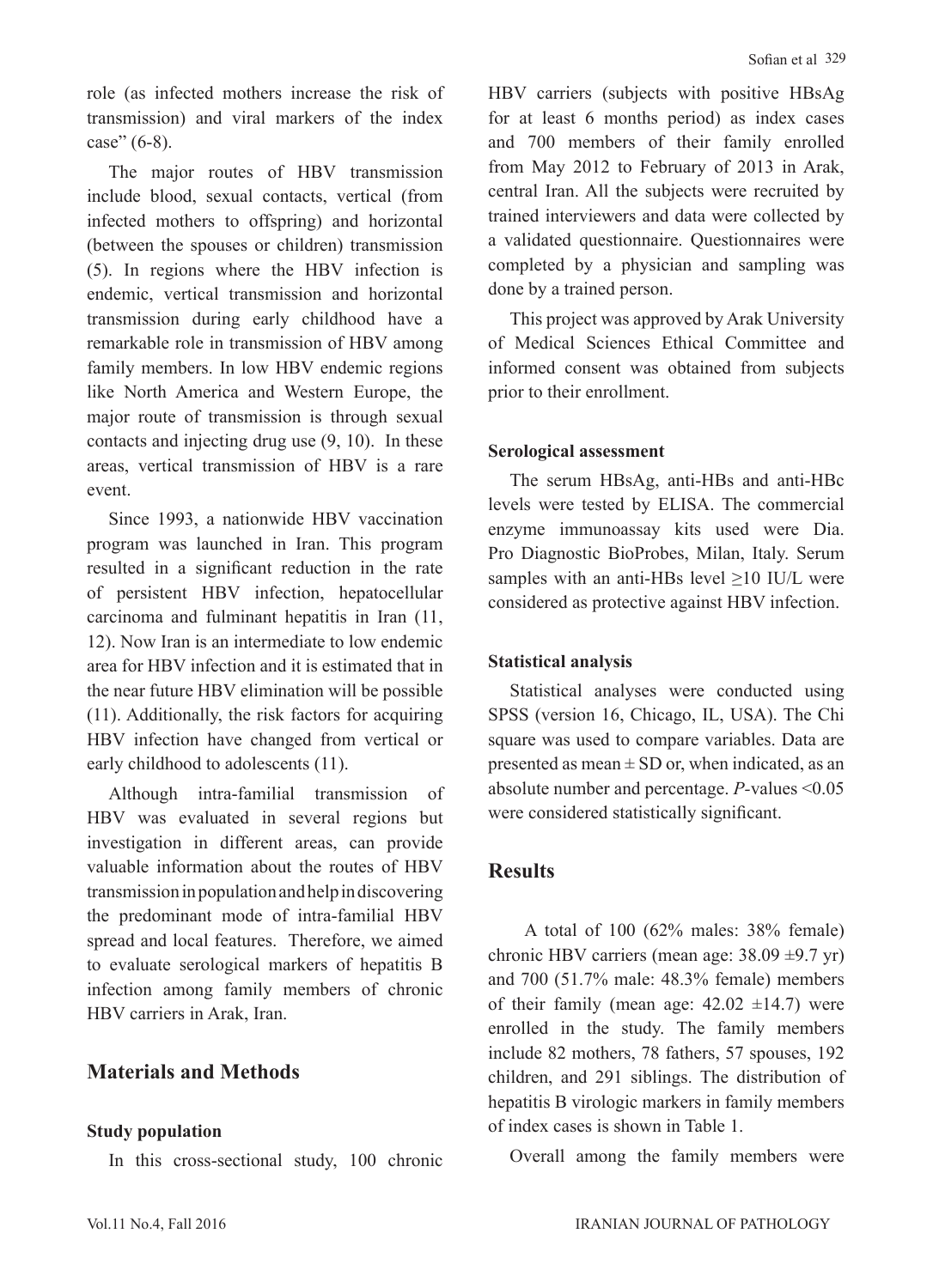role (as infected mothers increase the risk of transmission) and viral markers of the index case" (6-8).

The major routes of HBV transmission include blood, sexual contacts, vertical (from infected mothers to offspring) and horizontal (between the spouses or children) transmission (5). In regions where the HBV infection is endemic, vertical transmission and horizontal transmission during early childhood have a remarkable role in transmission of HBV among family members. In low HBV endemic regions like North America and Western Europe, the major route of transmission is through sexual contacts and injecting drug use (9, 10). In these areas, vertical transmission of HBV is a rare event.

Since 1993, a nationwide HBV vaccination program was launched in Iran. This program resulted in a significant reduction in the rate of persistent HBV infection, hepatocellular carcinoma and fulminant hepatitis in Iran (11, 12). Now Iran is an intermediate to low endemic area for HBV infection and it is estimated that in the near future HBV elimination will be possible (11). Additionally, the risk factors for acquiring HBV infection have changed from vertical or early childhood to adolescents (11).

Although intra-familial transmission of HBV was evaluated in several regions but investigation in different areas, can provide valuable information about the routes of HBV transmission in population and help in discovering the predominant mode of intra-familial HBV spread and local features. Therefore, we aimed to evaluate serological markers of hepatitis B infection among family members of chronic HBV carriers in Arak, Iran.

## Materials and Methods

### Study population

In this cross-sectional study, 100 chronic HBV carriers (subjects with positive HBsAg for at least 6 months period) as index cases and 700 members of their family enrolled from May 2012 to February of 2013 in Arak, central Iran. All the subjects were recruited by trained interviewers and data were collected by a validated questionnaire. Questionnaires were completed by a physician and sampling was done by a trained person.

This project was approved by Arak University of Medical Sciences Ethical Committee and informed consent was obtained from subjects prior to their enrollment.

### Serological assessment

The serum HBsAg, anti-HBs and anti-HBc levels were tested by ELISA. The commercial enzyme immunoassay kits used were Dia. Pro Diagnostic BioProbes, Milan, Italy. Serum samples with an anti-HBs level ≥10 IU/L were considered as protective against HBV infection.

### Statistical analysis

Statistical analyses were conducted using SPSS (version 16, Chicago, IL, USA). The Chi square was used to compare variables. Data are presented as mean ± SD or, when indicated, as an absolute number and percentage. *P*-values <0.05 were considered statistically significant.

## Results

A total of 100 (62% males: 38% female) chronic HBV carriers (mean age: 38.09 ±9.7 yr) and 700 (51.7% male: 48.3% female) members of their family (mean age: 42.02 ±14.7) were enrolled in the study. The family members include 82 mothers, 78 fathers, 57 spouses, 192 children, and 291 siblings. The distribution of hepatitis B virologic markers in family members of index cases is shown in Table 1.

Overall among the family members were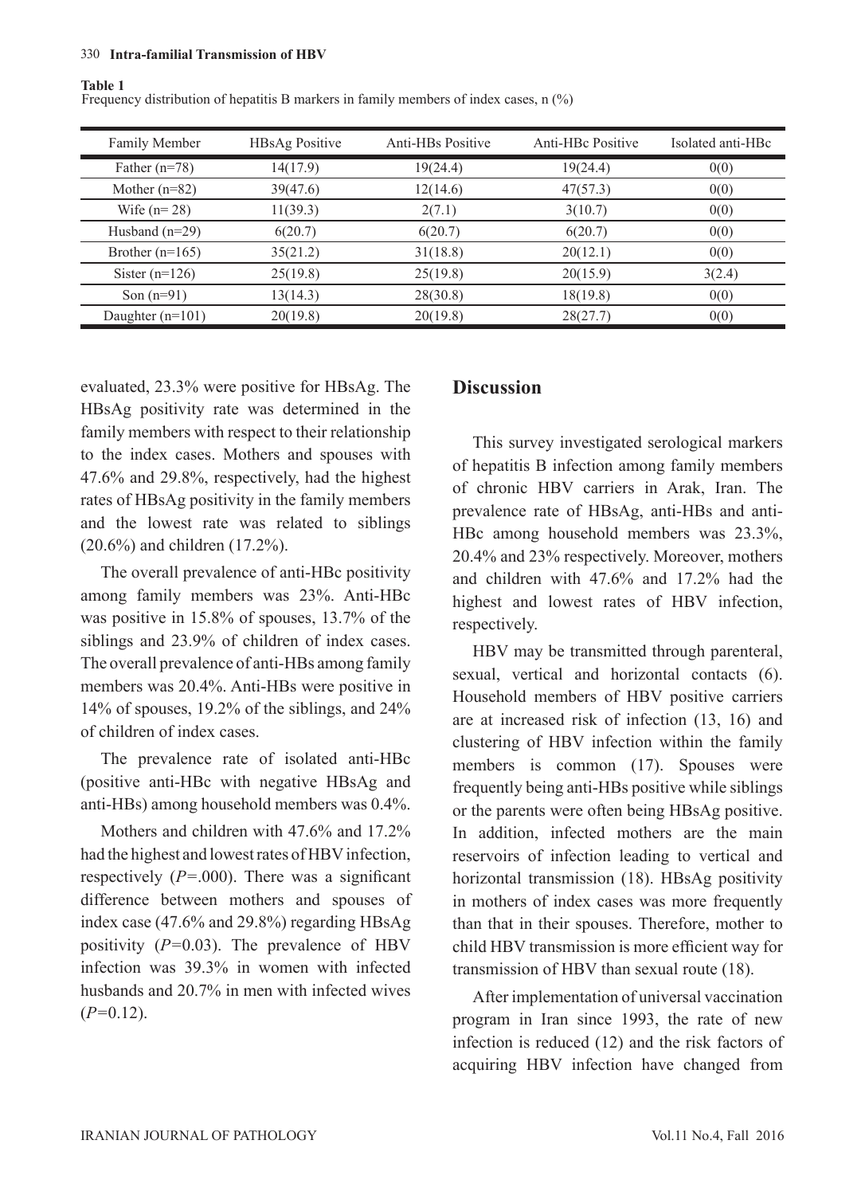**Table 1**
Frequency distribution of hepatitis B markers in family members of index cases, n (%)

| Family Member | HBsAg Positive | Anti-HBs Positive | Anti-HBc Positive | Isolated anti-HBc |
|---|---|---|---|---|
| Father (n=78) | 14(17.9) | 19(24.4) | 19(24.4) | 0(0) |
| Mother (n=82) | 39(47.6) | 12(14.6) | 47(57.3) | 0(0) |
| Wife (n= 28) | 11(39.3) | 2(7.1) | 3(10.7) | 0(0) |
| Husband (n=29) | 6(20.7) | 6(20.7) | 6(20.7) | 0(0) |
| Brother (n=165) | 35(21.2) | 31(18.8) | 20(12.1) | 0(0) |
| Sister (n=126) | 25(19.8) | 25(19.8) | 20(15.9) | 3(2.4) |
| Son (n=91) | 13(14.3) | 28(30.8) | 18(19.8) | 0(0) |
| Daughter (n=101) | 20(19.8) | 20(19.8) | 28(27.7) | 0(0) |

evaluated, 23.3% were positive for HBsAg. The HBsAg positivity rate was determined in the family members with respect to their relationship to the index cases. Mothers and spouses with 47.6% and 29.8%, respectively, had the highest rates of HBsAg positivity in the family members and the lowest rate was related to siblings (20.6%) and children (17.2%).

The overall prevalence of anti-HBc positivity among family members was 23%. Anti-HBc was positive in 15.8% of spouses, 13.7% of the siblings and 23.9% of children of index cases. The overall prevalence of anti-HBs among family members was 20.4%. Anti-HBs were positive in 14% of spouses, 19.2% of the siblings, and 24% of children of index cases.

The prevalence rate of isolated anti-HBc (positive anti-HBc with negative HBsAg and anti-HBs) among household members was 0.4%.

Mothers and children with 47.6% and 17.2% had the highest and lowest rates of HBV infection, respectively (*P*=.000). There was a significant difference between mothers and spouses of index case (47.6% and 29.8%) regarding HBsAg positivity (*P*=0.03). The prevalence of HBV infection was 39.3% in women with infected husbands and 20.7% in men with infected wives (*P*=0.12).

## Discussion

This survey investigated serological markers of hepatitis B infection among family members of chronic HBV carriers in Arak, Iran. The prevalence rate of HBsAg, anti-HBs and anti-HBc among household members was 23.3%, 20.4% and 23% respectively. Moreover, mothers and children with 47.6% and 17.2% had the highest and lowest rates of HBV infection, respectively.

HBV may be transmitted through parenteral, sexual, vertical and horizontal contacts (6). Household members of HBV positive carriers are at increased risk of infection (13, 16) and clustering of HBV infection within the family members is common (17). Spouses were frequently being anti-HBs positive while siblings or the parents were often being HBsAg positive. In addition, infected mothers are the main reservoirs of infection leading to vertical and horizontal transmission (18). HBsAg positivity in mothers of index cases was more frequently than that in their spouses. Therefore, mother to child HBV transmission is more efficient way for transmission of HBV than sexual route (18).

After implementation of universal vaccination program in Iran since 1993, the rate of new infection is reduced (12) and the risk factors of acquiring HBV infection have changed from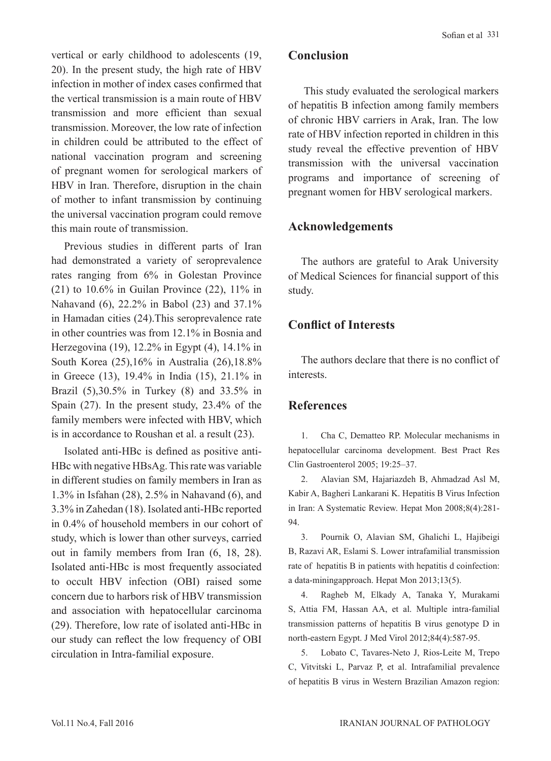vertical or early childhood to adolescents (19, 20). In the present study, the high rate of HBV infection in mother of index cases confirmed that the vertical transmission is a main route of HBV transmission and more efficient than sexual transmission. Moreover, the low rate of infection in children could be attributed to the effect of national vaccination program and screening of pregnant women for serological markers of HBV in Iran. Therefore, disruption in the chain of mother to infant transmission by continuing the universal vaccination program could remove this main route of transmission.

Previous studies in different parts of Iran had demonstrated a variety of seroprevalence rates ranging from 6% in Golestan Province (21) to 10.6% in Guilan Province (22), 11% in Nahavand (6), 22.2% in Babol (23) and 37.1% in Hamadan cities (24).This seroprevalence rate in other countries was from 12.1% in Bosnia and Herzegovina (19), 12.2% in Egypt (4), 14.1% in South Korea (25),16% in Australia (26),18.8% in Greece (13), 19.4% in India (15), 21.1% in Brazil (5),30.5% in Turkey (8) and 33.5% in Spain (27). In the present study, 23.4% of the family members were infected with HBV, which is in accordance to Roushan et al. a result (23).

Isolated anti-HBc is defined as positive anti-HBc with negative HBsAg. This rate was variable in different studies on family members in Iran as 1.3% in Isfahan (28), 2.5% in Nahavand (6), and 3.3% in Zahedan (18). Isolated anti-HBc reported in 0.4% of household members in our cohort of study, which is lower than other surveys, carried out in family members from Iran (6, 18, 28). Isolated anti-HBc is most frequently associated to occult HBV infection (OBI) raised some concern due to harbors risk of HBV transmission and association with hepatocellular carcinoma (29). Therefore, low rate of isolated anti-HBc in our study can reflect the low frequency of OBI circulation in Intra-familial exposure.

## Conclusion

This study evaluated the serological markers of hepatitis B infection among family members of chronic HBV carriers in Arak, Iran. The low rate of HBV infection reported in children in this study reveal the effective prevention of HBV transmission with the universal vaccination programs and importance of screening of pregnant women for HBV serological markers.

## Acknowledgements

The authors are grateful to Arak University of Medical Sciences for financial support of this study.

## Conflict of Interests

The authors declare that there is no conflict of interests.

## References

1. Cha C, Dematteo RP. Molecular mechanisms in hepatocellular carcinoma development. Best Pract Res Clin Gastroenterol 2005; 19:25–37.
2. Alavian SM, Hajariazdeh B, Ahmadzad Asl M, Kabir A, Bagheri Lankarani K. Hepatitis B Virus Infection in Iran: A Systematic Review. Hepat Mon 2008;8(4):281-94.
3. Pournik O, Alavian SM, Ghalichi L, Hajibeigi B, Razavi AR, Eslami S. Lower intrafamilial transmission rate of hepatitis B in patients with hepatitis d coinfection: a data-miningapproach. Hepat Mon 2013;13(5).
4. Ragheb M, Elkady A, Tanaka Y, Murakami S, Attia FM, Hassan AA, et al. Multiple intra-familial transmission patterns of hepatitis B virus genotype D in north-eastern Egypt. J Med Virol 2012;84(4):587-95.
5. Lobato C, Tavares-Neto J, Rios-Leite M, Trepo C, Vitvitski L, Parvaz P, et al. Intrafamilial prevalence of hepatitis B virus in Western Brazilian Amazon region: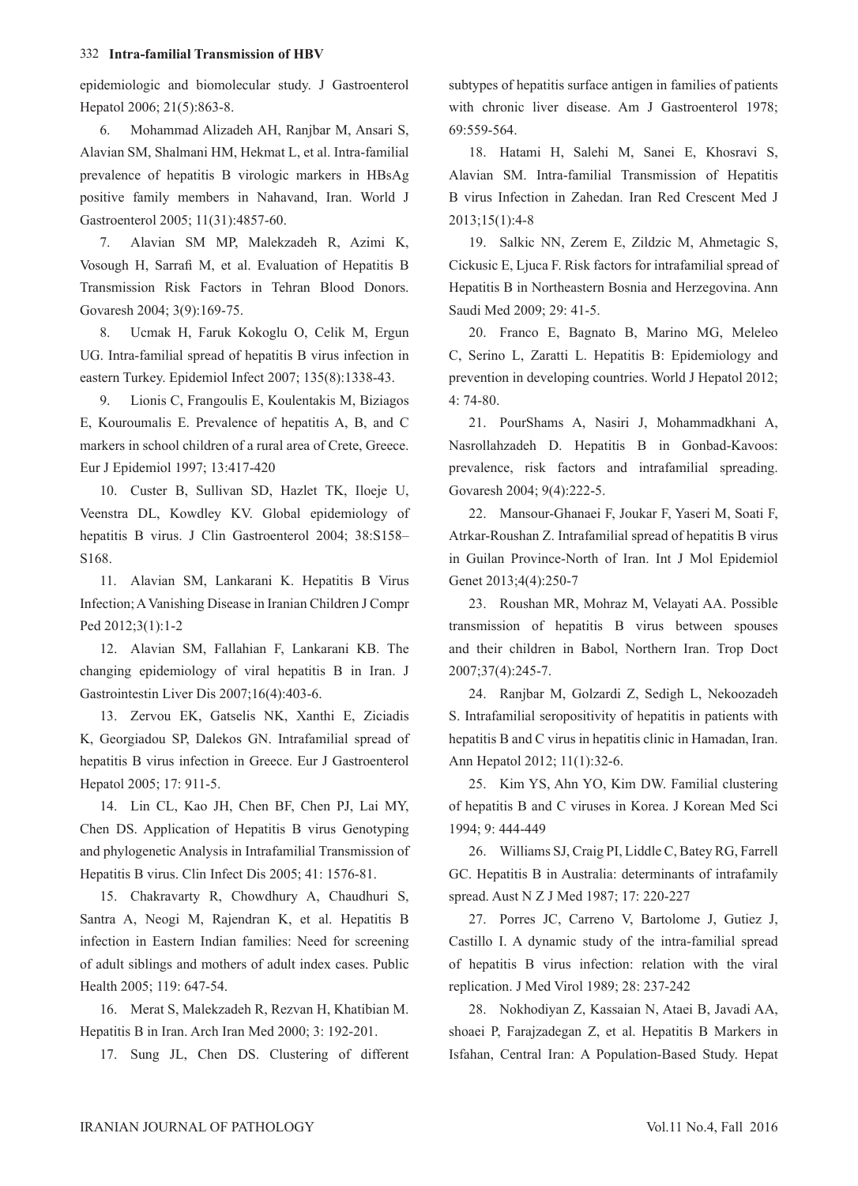epidemiologic and biomolecular study. J Gastroenterol Hepatol 2006; 21(5):863-8.

6. Mohammad Alizadeh AH, Ranjbar M, Ansari S, Alavian SM, Shalmani HM, Hekmat L, et al. Intra-familial prevalence of hepatitis B virologic markers in HBsAg positive family members in Nahavand, Iran. World J Gastroenterol 2005; 11(31):4857-60.

7. Alavian SM MP, Malekzadeh R, Azimi K, Vosough H, Sarrafi M, et al. Evaluation of Hepatitis B Transmission Risk Factors in Tehran Blood Donors. Govaresh 2004; 3(9):169-75.

8. Ucmak H, Faruk Kokoglu O, Celik M, Ergun UG. Intra-familial spread of hepatitis B virus infection in eastern Turkey. Epidemiol Infect 2007; 135(8):1338-43.

9. Lionis C, Frangoulis E, Koulentakis M, Biziagos E, Kouroumalis E. Prevalence of hepatitis A, B, and C markers in school children of a rural area of Crete, Greece. Eur J Epidemiol 1997; 13:417-420

10. Custer B, Sullivan SD, Hazlet TK, Iloeje U, Veenstra DL, Kowdley KV. Global epidemiology of hepatitis B virus. J Clin Gastroenterol 2004; 38:S158–S168.

11. Alavian SM, Lankarani K. Hepatitis B Virus Infection; A Vanishing Disease in Iranian Children J Compr Ped 2012;3(1):1-2

12. Alavian SM, Fallahian F, Lankarani KB. The changing epidemiology of viral hepatitis B in Iran. J Gastrointestin Liver Dis 2007;16(4):403-6.

13. Zervou EK, Gatselis NK, Xanthi E, Ziciadis K, Georgiadou SP, Dalekos GN. Intrafamilial spread of hepatitis B virus infection in Greece. Eur J Gastroenterol Hepatol 2005; 17: 911-5.

14. Lin CL, Kao JH, Chen BF, Chen PJ, Lai MY, Chen DS. Application of Hepatitis B virus Genotyping and phylogenetic Analysis in Intrafamilial Transmission of Hepatitis B virus. Clin Infect Dis 2005; 41: 1576-81.

15. Chakravarty R, Chowdhury A, Chaudhuri S, Santra A, Neogi M, Rajendran K, et al. Hepatitis B infection in Eastern Indian families: Need for screening of adult siblings and mothers of adult index cases. Public Health 2005; 119: 647-54.

16. Merat S, Malekzadeh R, Rezvan H, Khatibian M. Hepatitis B in Iran. Arch Iran Med 2000; 3: 192-201.

17. Sung JL, Chen DS. Clustering of different subtypes of hepatitis surface antigen in families of patients with chronic liver disease. Am J Gastroenterol 1978; 69:559-564.

18. Hatami H, Salehi M, Sanei E, Khosravi S, Alavian SM. Intra-familial Transmission of Hepatitis B virus Infection in Zahedan. Iran Red Crescent Med J 2013;15(1):4-8

19. Salkic NN, Zerem E, Zildzic M, Ahmetagic S, Cickusic E, Ljuca F. Risk factors for intrafamilial spread of Hepatitis B in Northeastern Bosnia and Herzegovina. Ann Saudi Med 2009; 29: 41-5.

20. Franco E, Bagnato B, Marino MG, Meleleo C, Serino L, Zaratti L. Hepatitis B: Epidemiology and prevention in developing countries. World J Hepatol 2012; 4: 74-80.

21. PourShams A, Nasiri J, Mohammadkhani A, Nasrollahzadeh D. Hepatitis B in Gonbad-Kavoos: prevalence, risk factors and intrafamilial spreading. Govaresh 2004; 9(4):222-5.

22. Mansour-Ghanaei F, Joukar F, Yaseri M, Soati F, Atrkar-Roushan Z. Intrafamilial spread of hepatitis B virus in Guilan Province-North of Iran. Int J Mol Epidemiol Genet 2013;4(4):250-7

23. Roushan MR, Mohraz M, Velayati AA. Possible transmission of hepatitis B virus between spouses and their children in Babol, Northern Iran. Trop Doct 2007;37(4):245-7.

24. Ranjbar M, Golzardi Z, Sedigh L, Nekoozadeh S. Intrafamilial seropositivity of hepatitis in patients with hepatitis B and C virus in hepatitis clinic in Hamadan, Iran. Ann Hepatol 2012; 11(1):32-6.

25. Kim YS, Ahn YO, Kim DW. Familial clustering of hepatitis B and C viruses in Korea. J Korean Med Sci 1994; 9: 444-449

26. Williams SJ, Craig PI, Liddle C, Batey RG, Farrell GC. Hepatitis B in Australia: determinants of intrafamily spread. Aust N Z J Med 1987; 17: 220-227

27. Porres JC, Carreno V, Bartolome J, Gutiez J, Castillo I. A dynamic study of the intra-familial spread of hepatitis B virus infection: relation with the viral replication. J Med Virol 1989; 28: 237-242

28. Nokhodiyan Z, Kassaian N, Ataei B, Javadi AA, shoaei P, Farajzadegan Z, et al. Hepatitis B Markers in Isfahan, Central Iran: A Population-Based Study. Hepat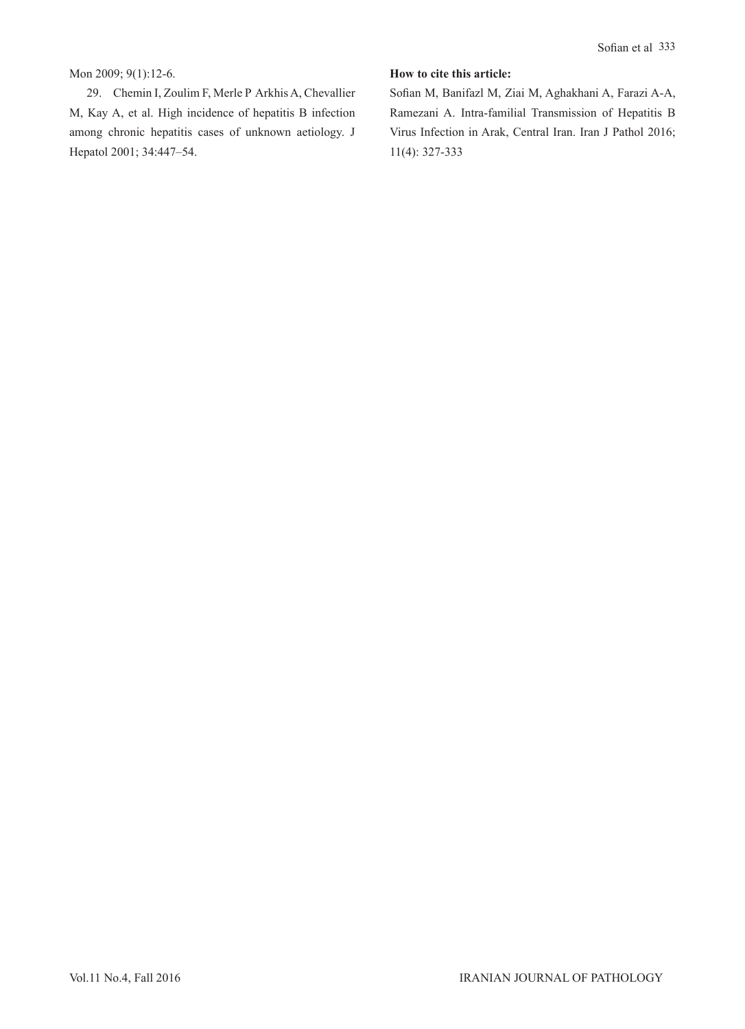Mon 2009; 9(1):12-6.

29. Chemin I, Zoulim F, Merle P Arkhis A, Chevallier M, Kay A, et al. High incidence of hepatitis B infection among chronic hepatitis cases of unknown aetiology. J Hepatol 2001; 34:447–54.

**How to cite this article:**

Sofian M, Banifazl M, Ziai M, Aghakhani A, Farazi A-A, Ramezani A. Intra-familial Transmission of Hepatitis B Virus Infection in Arak, Central Iran. Iran J Pathol 2016; 11(4): 327-333